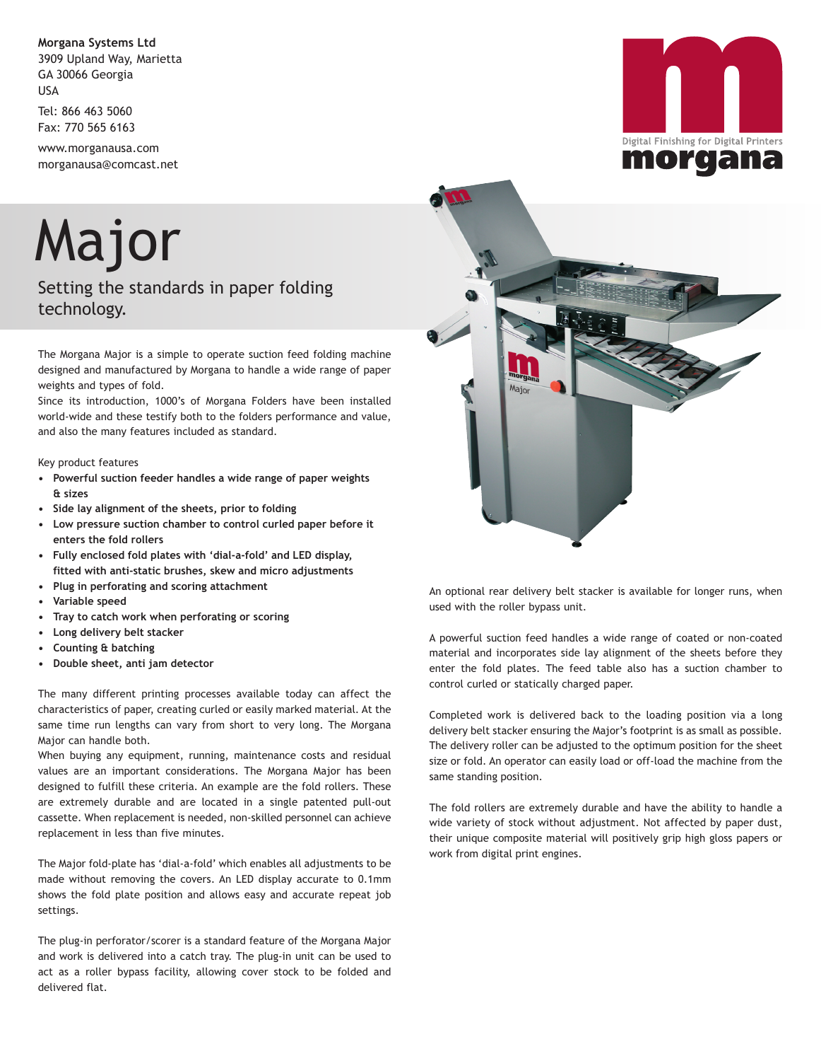**Morgana Systems Ltd**
3909 Upland Way, Marietta
GA 30066 Georgia
USA

Tel: 866 463 5060
Fax: 770 565 6163

www.morganausa.com
morganausa@comcast.net

Digital Finishing for Digital Printers
morgana

# Major

## Setting the standards in paper folding technology.

The Morgana Major is a simple to operate suction feed folding machine designed and manufactured by Morgana to handle a wide range of paper weights and types of fold.
Since its introduction, 1000's of Morgana Folders have been installed world-wide and these testify both to the folders performance and value, and also the many features included as standard.

Key product features

- **Powerful suction feeder handles a wide range of paper weights & sizes**
- **Side lay alignment of the sheets, prior to folding**
- **Low pressure suction chamber to control curled paper before it enters the fold rollers**
- **Fully enclosed fold plates with 'dial-a-fold' and LED display, fitted with anti-static brushes, skew and micro adjustments**
- **Plug in perforating and scoring attachment**
- **Variable speed**
- **Tray to catch work when perforating or scoring**
- **Long delivery belt stacker**
- **Counting & batching**
- **Double sheet, anti jam detector**

The many different printing processes available today can affect the characteristics of paper, creating curled or easily marked material. At the same time run lengths can vary from short to very long. The Morgana Major can handle both.
When buying any equipment, running, maintenance costs and residual values are an important considerations. The Morgana Major has been designed to fulfill these criteria. An example are the fold rollers. These are extremely durable and are located in a single patented pull-out cassette. When replacement is needed, non-skilled personnel can achieve replacement in less than five minutes.

The Major fold-plate has 'dial-a-fold' which enables all adjustments to be made without removing the covers. An LED display accurate to 0.1mm shows the fold plate position and allows easy and accurate repeat job settings.

The plug-in perforator/scorer is a standard feature of the Morgana Major and work is delivered into a catch tray. The plug-in unit can be used to act as a roller bypass facility, allowing cover stock to be folded and delivered flat.

An optional rear delivery belt stacker is available for longer runs, when used with the roller bypass unit.

A powerful suction feed handles a wide range of coated or non-coated material and incorporates side lay alignment of the sheets before they enter the fold plates. The feed table also has a suction chamber to control curled or statically charged paper.

Completed work is delivered back to the loading position via a long delivery belt stacker ensuring the Major's footprint is as small as possible. The delivery roller can be adjusted to the optimum position for the sheet size or fold. An operator can easily load or off-load the machine from the same standing position.

The fold rollers are extremely durable and have the ability to handle a wide variety of stock without adjustment. Not affected by paper dust, their unique composite material will positively grip high gloss papers or work from digital print engines.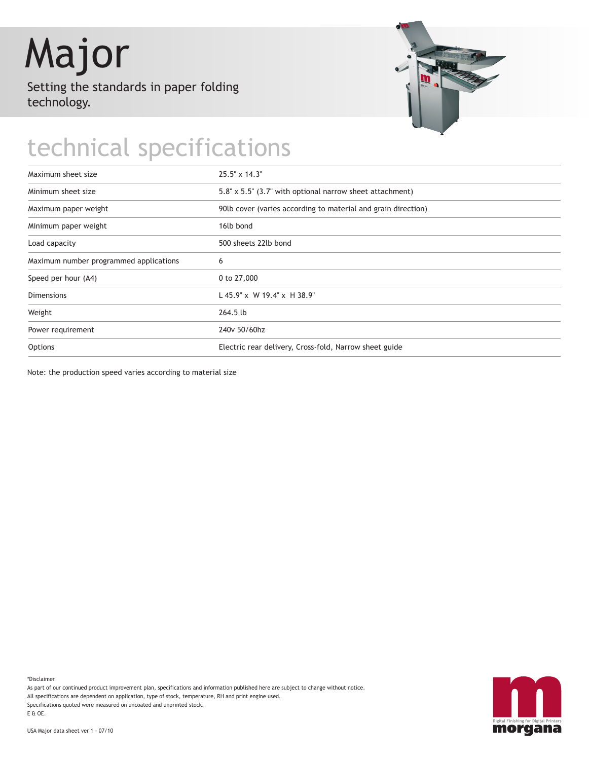# Major

Setting the standards in paper folding technology.

## technical specifications

| | |
|---|---|
| Maximum sheet size | 25.5" x 14.3" |
| Minimum sheet size | 5.8" x 5.5" (3.7" with optional narrow sheet attachment) |
| Maximum paper weight | 90lb cover (varies according to material and grain direction) |
| Minimum paper weight | 16lb bond |
| Load capacity | 500 sheets 22lb bond |
| Maximum number programmed applications | 6 |
| Speed per hour (A4) | 0 to 27,000 |
| Dimensions | L 45.9" x W 19.4" x H 38.9" |
| Weight | 264.5 lb |
| Power requirement | 240v 50/60hz |
| Options | Electric rear delivery, Cross-fold, Narrow sheet guide |

Note: the production speed varies according to material size

*Disclaimer

As part of our continued product improvement plan, specifications and information published here are subject to change without notice.

All specifications are dependent on application, type of stock, temperature, RH and print engine used.

Specifications quoted were measured on uncoated and unprinted stock.

E & OE.

USA Major data sheet ver 1 - 07/10

Digital Finishing for Digital Printers

morgana